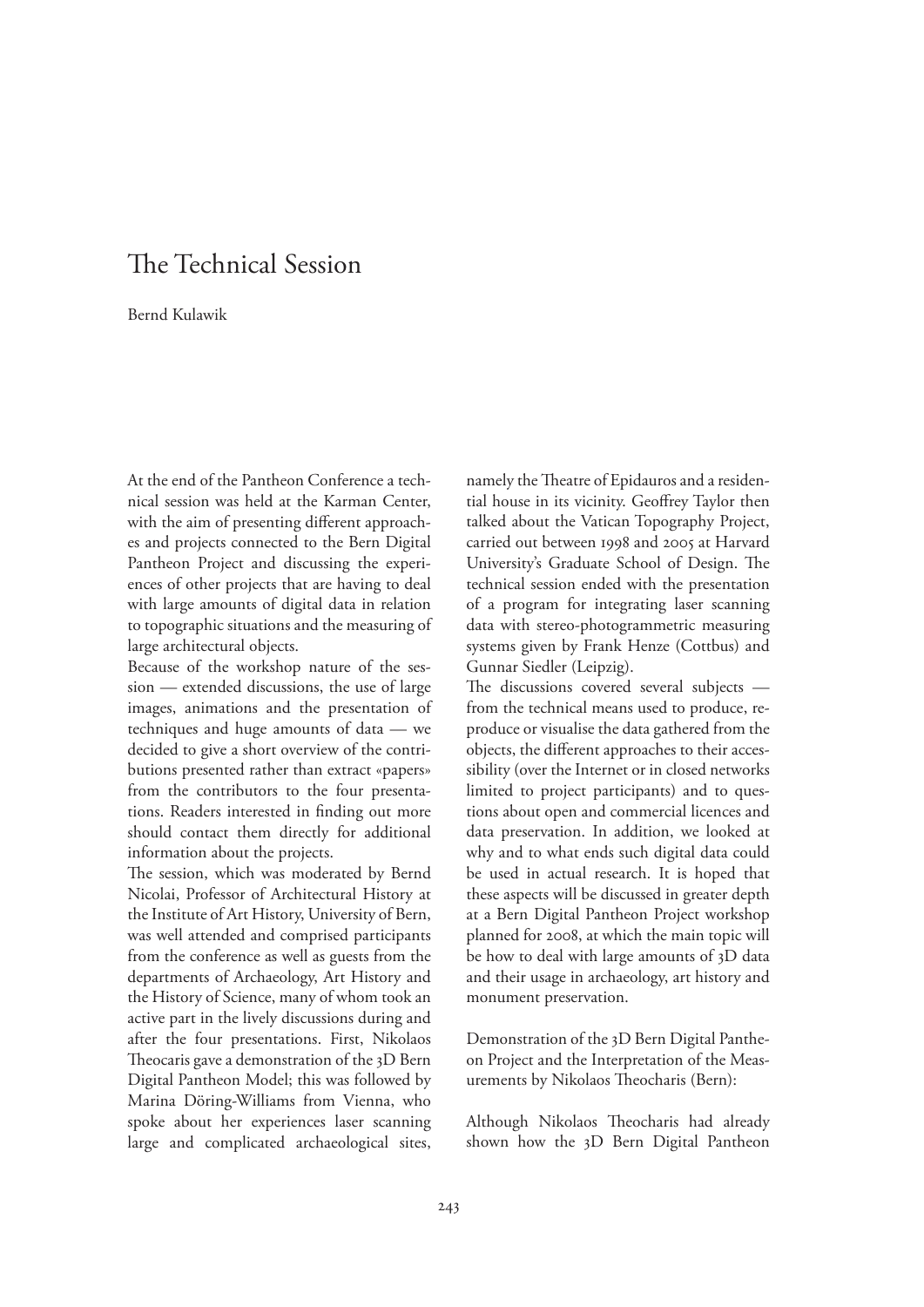# The Technical Session

Bernd Kulawik

At the end of the Pantheon Conference a technical session was held at the Karman Center, with the aim of presenting different approaches and projects connected to the Bern Digital Pantheon Project and discussing the experiences of other projects that are having to deal with large amounts of digital data in relation to topographic situations and the measuring of large architectural objects.

Because of the workshop nature of the session — extended discussions, the use of large images, animations and the presentation of techniques and huge amounts of data — we decided to give a short overview of the contributions presented rather than extract «papers» from the contributors to the four presentations. Readers interested in finding out more should contact them directly for additional information about the projects.

The session, which was moderated by Bernd Nicolai, Professor of Architectural History at the Institute of Art History, University of Bern, was well attended and comprised participants from the conference as well as guests from the departments of Archaeology, Art History and the History of Science, many of whom took an active part in the lively discussions during and after the four presentations. First, Nikolaos Theocaris gave a demonstration of the 3D Bern Digital Pantheon Model; this was followed by Marina Döring-Williams from Vienna, who spoke about her experiences laser scanning large and complicated archaeological sites, namely the Theatre of Epidauros and a residential house in its vicinity. Geoffrey Taylor then talked about the Vatican Topography Project, carried out between 1998 and 2005 at Harvard University's Graduate School of Design. The technical session ended with the presentation of a program for integrating laser scanning data with stereo-photogrammetric measuring systems given by Frank Henze (Cottbus) and Gunnar Siedler (Leipzig).

The discussions covered several subjects — from the technical means used to produce, reproduce or visualise the data gathered from the objects, the different approaches to their accessibility (over the Internet or in closed networks limited to project participants) and to questions about open and commercial licences and data preservation. In addition, we looked at why and to what ends such digital data could be used in actual research. It is hoped that these aspects will be discussed in greater depth at a Bern Digital Pantheon Project workshop planned for 2008, at which the main topic will be how to deal with large amounts of 3D data and their usage in archaeology, art history and monument preservation.

Demonstration of the 3D Bern Digital Pantheon Project and the Interpretation of the Measurements by Nikolaos Theocharis (Bern):

Although Nikolaos Theocharis had already shown how the 3D Bern Digital Pantheon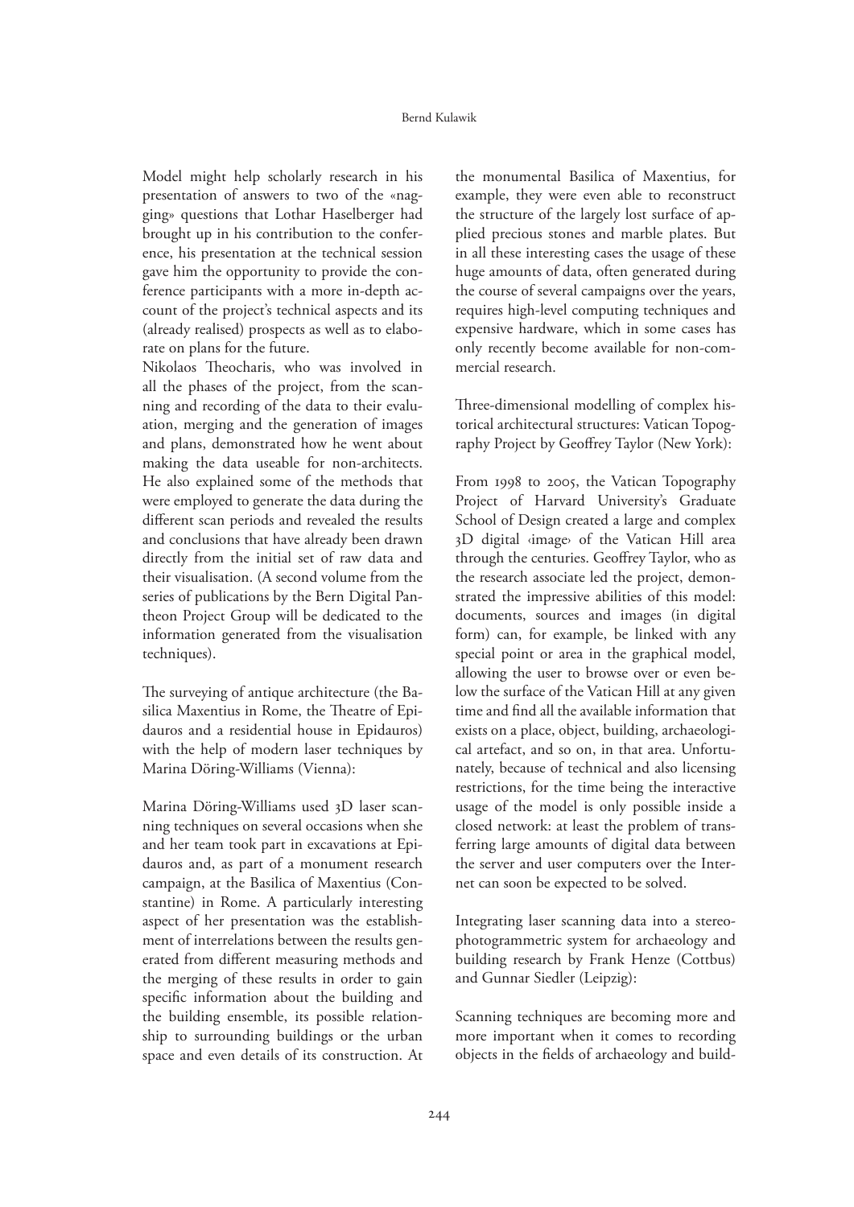Model might help scholarly research in his presentation of answers to two of the «nagging» questions that Lothar Haselberger had brought up in his contribution to the conference, his presentation at the technical session gave him the opportunity to provide the conference participants with a more in-depth account of the project's technical aspects and its (already realised) prospects as well as to elaborate on plans for the future.

Nikolaos Theocharis, who was involved in all the phases of the project, from the scanning and recording of the data to their evaluation, merging and the generation of images and plans, demonstrated how he went about making the data useable for non-architects. He also explained some of the methods that were employed to generate the data during the different scan periods and revealed the results and conclusions that have already been drawn directly from the initial set of raw data and their visualisation. (A second volume from the series of publications by the Bern Digital Pantheon Project Group will be dedicated to the information generated from the visualisation techniques).

The surveying of antique architecture (the Basilica Maxentius in Rome, the Theatre of Epidauros and a residential house in Epidauros) with the help of modern laser techniques by Marina Döring-Williams (Vienna):

Marina Döring-Williams used 3D laser scanning techniques on several occasions when she and her team took part in excavations at Epidauros and, as part of a monument research campaign, at the Basilica of Maxentius (Constantine) in Rome. A particularly interesting aspect of her presentation was the establishment of interrelations between the results generated from different measuring methods and the merging of these results in order to gain specific information about the building and the building ensemble, its possible relationship to surrounding buildings or the urban space and even details of its construction. At the monumental Basilica of Maxentius, for example, they were even able to reconstruct the structure of the largely lost surface of applied precious stones and marble plates. But in all these interesting cases the usage of these huge amounts of data, often generated during the course of several campaigns over the years, requires high-level computing techniques and expensive hardware, which in some cases has only recently become available for non-commercial research.

Three-dimensional modelling of complex historical architectural structures: Vatican Topography Project by Geoffrey Taylor (New York):

From 1998 to 2005, the Vatican Topography Project of Harvard University's Graduate School of Design created a large and complex 3D digital ‹image› of the Vatican Hill area through the centuries. Geoffrey Taylor, who as the research associate led the project, demonstrated the impressive abilities of this model: documents, sources and images (in digital form) can, for example, be linked with any special point or area in the graphical model, allowing the user to browse over or even below the surface of the Vatican Hill at any given time and find all the available information that exists on a place, object, building, archaeological artefact, and so on, in that area. Unfortunately, because of technical and also licensing restrictions, for the time being the interactive usage of the model is only possible inside a closed network: at least the problem of transferring large amounts of digital data between the server and user computers over the Internet can soon be expected to be solved.

Integrating laser scanning data into a stereophotogrammetric system for archaeology and building research by Frank Henze (Cottbus) and Gunnar Siedler (Leipzig):

Scanning techniques are becoming more and more important when it comes to recording objects in the fields of archaeology and build-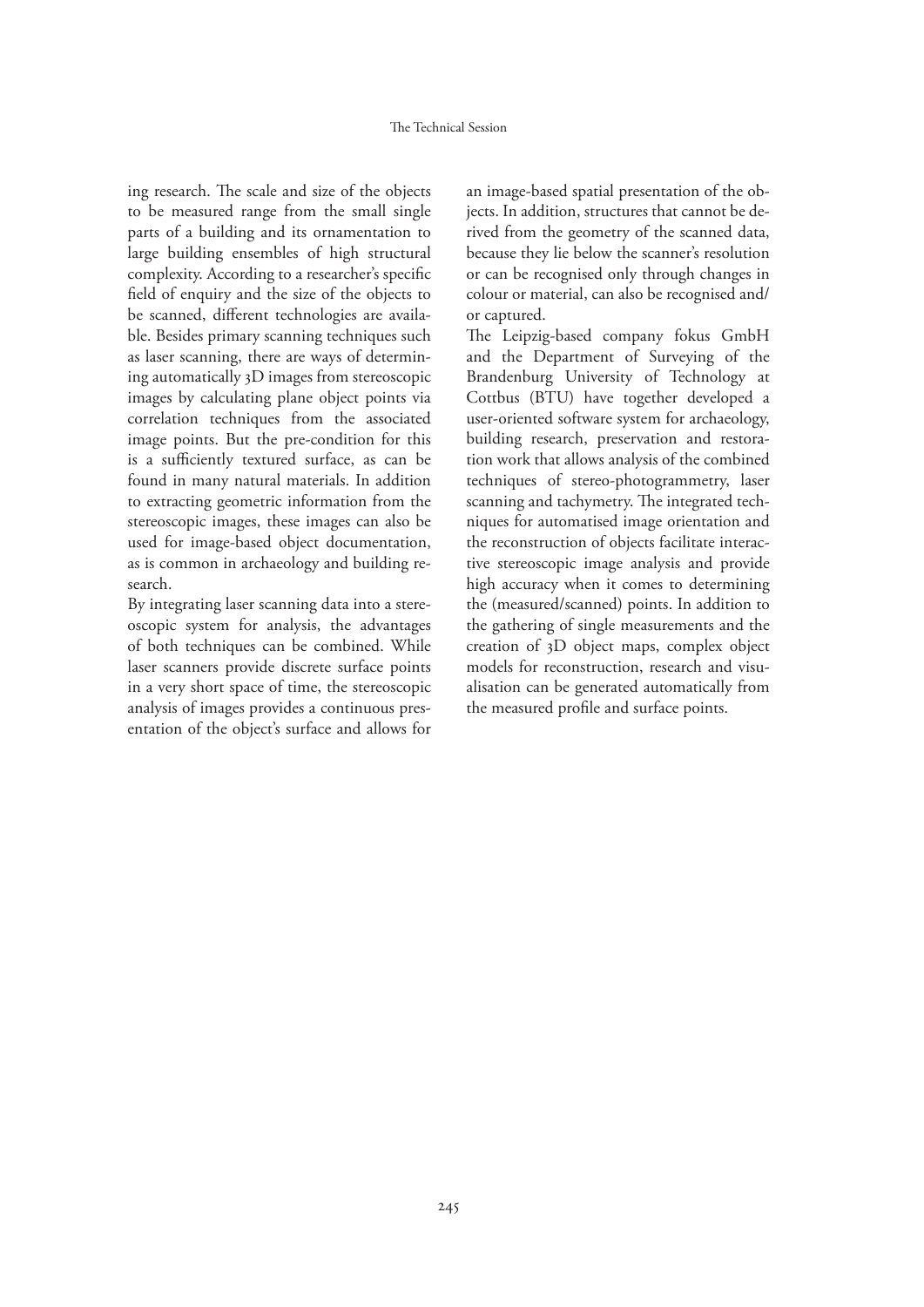ing research. The scale and size of the objects to be measured range from the small single parts of a building and its ornamentation to large building ensembles of high structural complexity. According to a researcher's specific field of enquiry and the size of the objects to be scanned, different technologies are available. Besides primary scanning techniques such as laser scanning, there are ways of determining automatically 3D images from stereoscopic images by calculating plane object points via correlation techniques from the associated image points. But the pre-condition for this is a sufficiently textured surface, as can be found in many natural materials. In addition to extracting geometric information from the stereoscopic images, these images can also be used for image-based object documentation, as is common in archaeology and building research.

By integrating laser scanning data into a stereoscopic system for analysis, the advantages of both techniques can be combined. While laser scanners provide discrete surface points in a very short space of time, the stereoscopic analysis of images provides a continuous presentation of the object's surface and allows for an image-based spatial presentation of the objects. In addition, structures that cannot be derived from the geometry of the scanned data, because they lie below the scanner's resolution or can be recognised only through changes in colour or material, can also be recognised and/or captured.

The Leipzig-based company fokus GmbH and the Department of Surveying of the Brandenburg University of Technology at Cottbus (BTU) have together developed a user-oriented software system for archaeology, building research, preservation and restoration work that allows analysis of the combined techniques of stereo-photogrammetry, laser scanning and tachymetry. The integrated techniques for automatised image orientation and the reconstruction of objects facilitate interactive stereoscopic image analysis and provide high accuracy when it comes to determining the (measured/scanned) points. In addition to the gathering of single measurements and the creation of 3D object maps, complex object models for reconstruction, research and visualisation can be generated automatically from the measured profile and surface points.